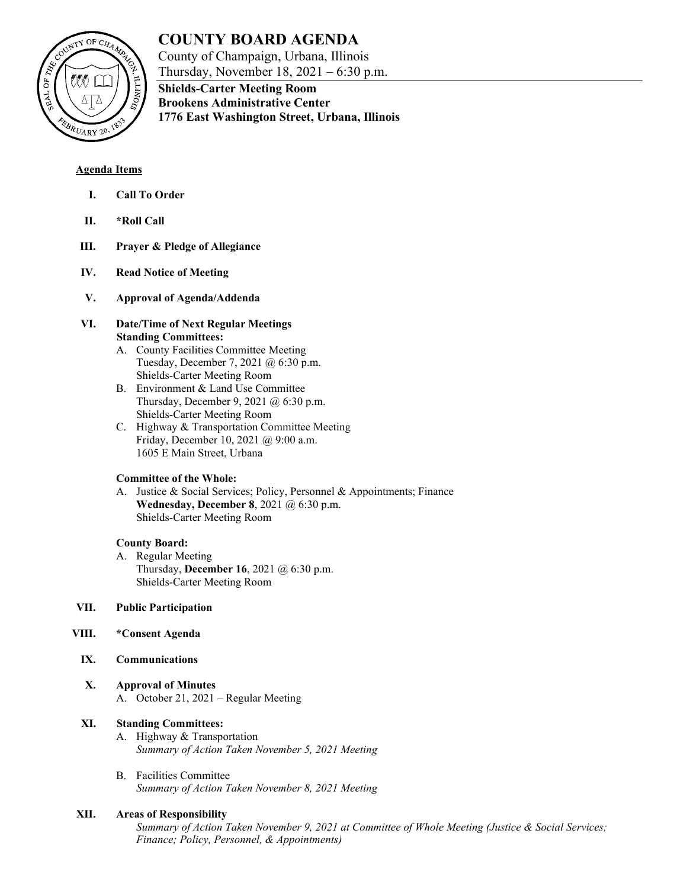# COUNTY BOARD AGENDA

County of Champaign, Urbana, Illinois
Thursday, November 18, 2021 – 6:30 p.m.

**Shields-Carter Meeting Room**
**Brookens Administrative Center**
**1776 East Washington Street, Urbana, Illinois**

**Agenda Items**

**I. Call To Order**

**II. *Roll Call**

**III. Prayer & Pledge of Allegiance**

**IV. Read Notice of Meeting**

**V. Approval of Agenda/Addenda**

**VI. Date/Time of Next Regular Meetings**
**Standing Committees:**

A. County Facilities Committee Meeting
Tuesday, December 7, 2021 @ 6:30 p.m.
Shields-Carter Meeting Room

B. Environment & Land Use Committee
Thursday, December 9, 2021 @ 6:30 p.m.
Shields-Carter Meeting Room

C. Highway & Transportation Committee Meeting
Friday, December 10, 2021 @ 9:00 a.m.
1605 E Main Street, Urbana

**Committee of the Whole:**

A. Justice & Social Services; Policy, Personnel & Appointments; Finance
**Wednesday, December 8**, 2021 @ 6:30 p.m.
Shields-Carter Meeting Room

**County Board:**

A. Regular Meeting
Thursday, **December 16**, 2021 @ 6:30 p.m.
Shields-Carter Meeting Room

**VII. Public Participation**

**VIII. *Consent Agenda**

**IX. Communications**

**X. Approval of Minutes**

A. October 21, 2021 – Regular Meeting

**XI. Standing Committees:**

A. Highway & Transportation
*Summary of Action Taken November 5, 2021 Meeting*

B. Facilities Committee
*Summary of Action Taken November 8, 2021 Meeting*

**XII. Areas of Responsibility**

*Summary of Action Taken November 9, 2021 at Committee of Whole Meeting (Justice & Social Services; Finance; Policy, Personnel, & Appointments)*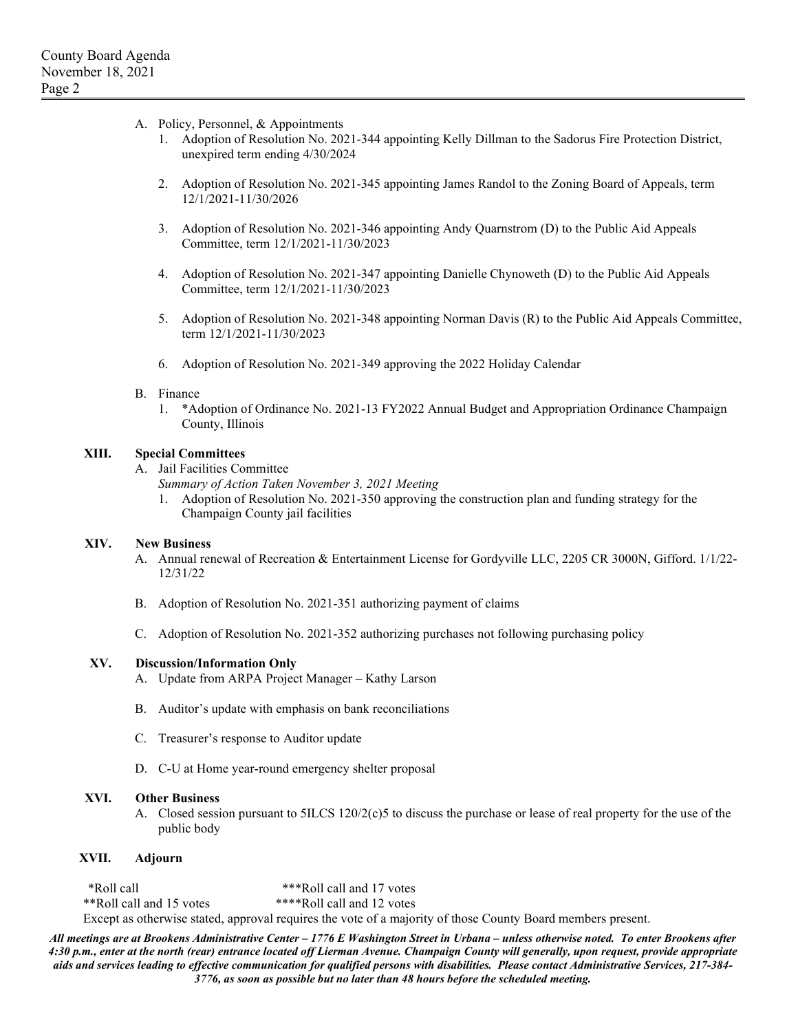A. Policy, Personnel, & Appointments
   1. Adoption of Resolution No. 2021-344 appointing Kelly Dillman to the Sadorus Fire Protection District, unexpired term ending 4/30/2024
   2. Adoption of Resolution No. 2021-345 appointing James Randol to the Zoning Board of Appeals, term 12/1/2021-11/30/2026
   3. Adoption of Resolution No. 2021-346 appointing Andy Quarnstrom (D) to the Public Aid Appeals Committee, term 12/1/2021-11/30/2023
   4. Adoption of Resolution No. 2021-347 appointing Danielle Chynoweth (D) to the Public Aid Appeals Committee, term 12/1/2021-11/30/2023
   5. Adoption of Resolution No. 2021-348 appointing Norman Davis (R) to the Public Aid Appeals Committee, term 12/1/2021-11/30/2023
   6. Adoption of Resolution No. 2021-349 approving the 2022 Holiday Calendar

B. Finance
   1. *Adoption of Ordinance No. 2021-13 FY2022 Annual Budget and Appropriation Ordinance Champaign County, Illinois

**XIII. Special Committees**

A. Jail Facilities Committee
   *Summary of Action Taken November 3, 2021 Meeting*
   1. Adoption of Resolution No. 2021-350 approving the construction plan and funding strategy for the Champaign County jail facilities

**XIV. New Business**

A. Annual renewal of Recreation & Entertainment License for Gordyville LLC, 2205 CR 3000N, Gifford. 1/1/22-12/31/22

B. Adoption of Resolution No. 2021-351 authorizing payment of claims

C. Adoption of Resolution No. 2021-352 authorizing purchases not following purchasing policy

**XV. Discussion/Information Only**

A. Update from ARPA Project Manager – Kathy Larson

B. Auditor's update with emphasis on bank reconciliations

C. Treasurer's response to Auditor update

D. C-U at Home year-round emergency shelter proposal

**XVI. Other Business**

A. Closed session pursuant to 5ILCS 120/2(c)5 to discuss the purchase or lease of real property for the use of the public body

**XVII. Adjourn**

*Roll call ***Roll call and 17 votes
**Roll call and 15 votes ****Roll call and 12 votes
Except as otherwise stated, approval requires the vote of a majority of those County Board members present.

***All meetings are at Brookens Administrative Center – 1776 E Washington Street in Urbana – unless otherwise noted. To enter Brookens after 4:30 p.m., enter at the north (rear) entrance located off Lierman Avenue. Champaign County will generally, upon request, provide appropriate aids and services leading to effective communication for qualified persons with disabilities. Please contact Administrative Services, 217-384-3776, as soon as possible but no later than 48 hours before the scheduled meeting.***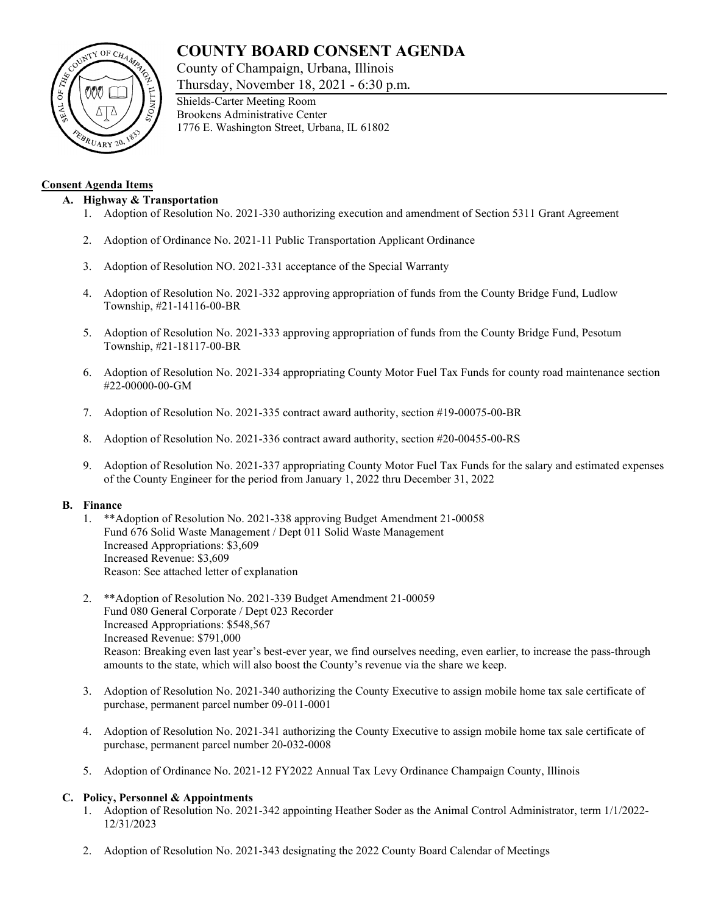# COUNTY BOARD CONSENT AGENDA

County of Champaign, Urbana, Illinois

Thursday, November 18, 2021 - 6:30 p.m.

Shields-Carter Meeting Room
Brookens Administrative Center
1776 E. Washington Street, Urbana, IL 61802

**Consent Agenda Items**

**A. Highway & Transportation**

1. Adoption of Resolution No. 2021-330 authorizing execution and amendment of Section 5311 Grant Agreement
2. Adoption of Ordinance No. 2021-11 Public Transportation Applicant Ordinance
3. Adoption of Resolution NO. 2021-331 acceptance of the Special Warranty
4. Adoption of Resolution No. 2021-332 approving appropriation of funds from the County Bridge Fund, Ludlow Township, #21-14116-00-BR
5. Adoption of Resolution No. 2021-333 approving appropriation of funds from the County Bridge Fund, Pesotum Township, #21-18117-00-BR
6. Adoption of Resolution No. 2021-334 appropriating County Motor Fuel Tax Funds for county road maintenance section #22-00000-00-GM
7. Adoption of Resolution No. 2021-335 contract award authority, section #19-00075-00-BR
8. Adoption of Resolution No. 2021-336 contract award authority, section #20-00455-00-RS
9. Adoption of Resolution No. 2021-337 appropriating County Motor Fuel Tax Funds for the salary and estimated expenses of the County Engineer for the period from January 1, 2022 thru December 31, 2022

**B. Finance**

1. **Adoption of Resolution No. 2021-338 approving Budget Amendment 21-00058
   Fund 676 Solid Waste Management / Dept 011 Solid Waste Management
   Increased Appropriations: $3,609
   Increased Revenue: $3,609
   Reason: See attached letter of explanation
2. **Adoption of Resolution No. 2021-339 Budget Amendment 21-00059
   Fund 080 General Corporate / Dept 023 Recorder
   Increased Appropriations: $548,567
   Increased Revenue: $791,000
   Reason: Breaking even last year's best-ever year, we find ourselves needing, even earlier, to increase the pass-through amounts to the state, which will also boost the County's revenue via the share we keep.
3. Adoption of Resolution No. 2021-340 authorizing the County Executive to assign mobile home tax sale certificate of purchase, permanent parcel number 09-011-0001
4. Adoption of Resolution No. 2021-341 authorizing the County Executive to assign mobile home tax sale certificate of purchase, permanent parcel number 20-032-0008
5. Adoption of Ordinance No. 2021-12 FY2022 Annual Tax Levy Ordinance Champaign County, Illinois

**C. Policy, Personnel & Appointments**

1. Adoption of Resolution No. 2021-342 appointing Heather Soder as the Animal Control Administrator, term 1/1/2022-12/31/2023
2. Adoption of Resolution No. 2021-343 designating the 2022 County Board Calendar of Meetings